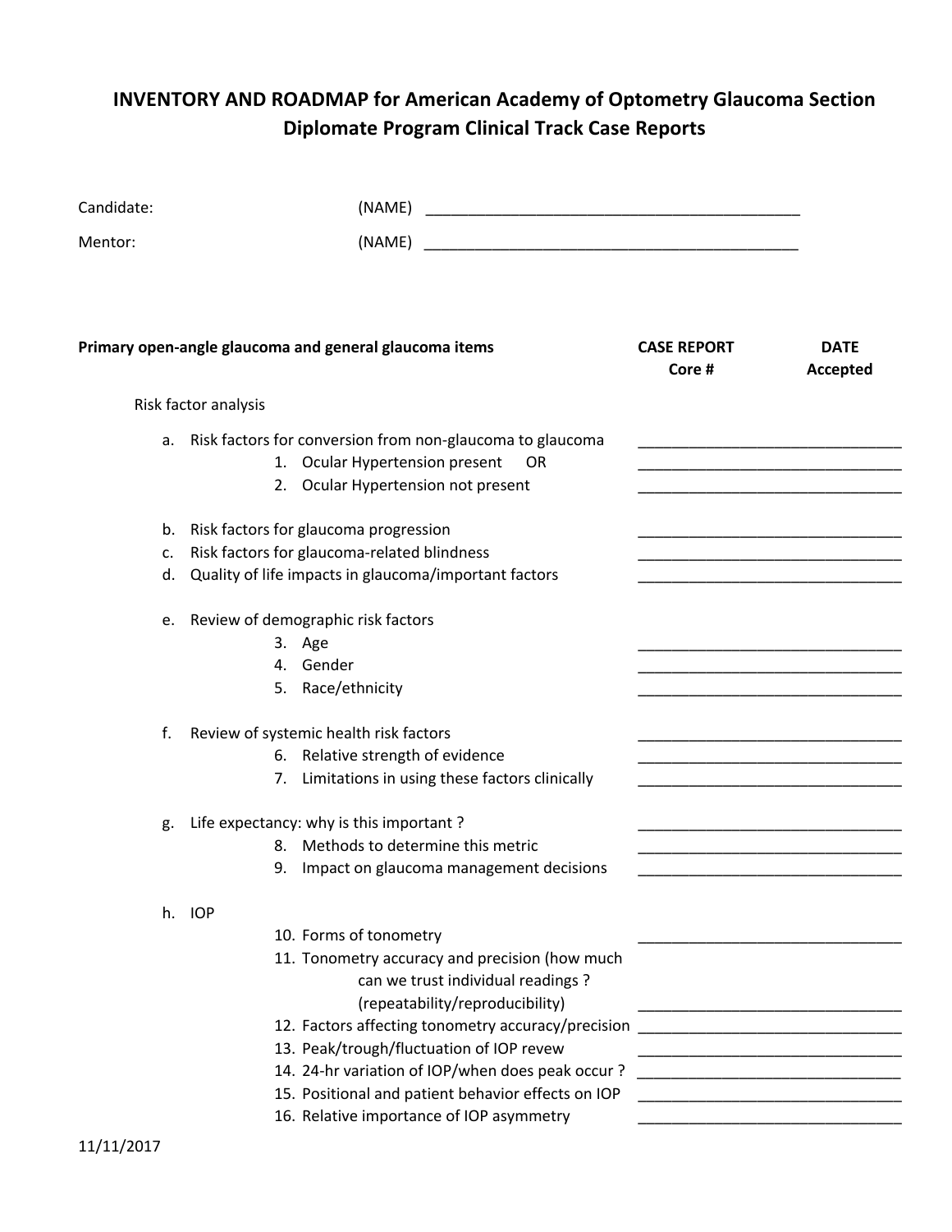# INVENTORY AND ROADMAP for American Academy of Optometry Glaucoma Section Diplomate Program Clinical Track Case Reports

Candidate: (NAME) ____________________________________________

Mentor: (NAME) ____________________________________________

| Primary open-angle glaucoma and general glaucoma items | CASE REPORT Core # | DATE Accepted |
|---|---|---|
| **Risk factor analysis** | | |
| a. Risk factors for conversion from non-glaucoma to glaucoma | | |
| 1. Ocular Hypertension present OR | | |
| 2. Ocular Hypertension not present | | |
| b. Risk factors for glaucoma progression | | |
| c. Risk factors for glaucoma-related blindness | | |
| d. Quality of life impacts in glaucoma/important factors | | |
| e. Review of demographic risk factors | | |
| 3. Age | | |
| 4. Gender | | |
| 5. Race/ethnicity | | |
| f. Review of systemic health risk factors | | |
| 6. Relative strength of evidence | | |
| 7. Limitations in using these factors clinically | | |
| g. Life expectancy: why is this important ? | | |
| 8. Methods to determine this metric | | |
| 9. Impact on glaucoma management decisions | | |
| h. IOP | | |
| 10. Forms of tonometry | | |
| 11. Tonometry accuracy and precision (how much can we trust individual readings ? (repeatability/reproducibility) | | |
| 12. Factors affecting tonometry accuracy/precision | | |
| 13. Peak/trough/fluctuation of IOP revew | | |
| 14. 24-hr variation of IOP/when does peak occur ? | | |
| 15. Positional and patient behavior effects on IOP | | |
| 16. Relative importance of IOP asymmetry | | |

11/11/2017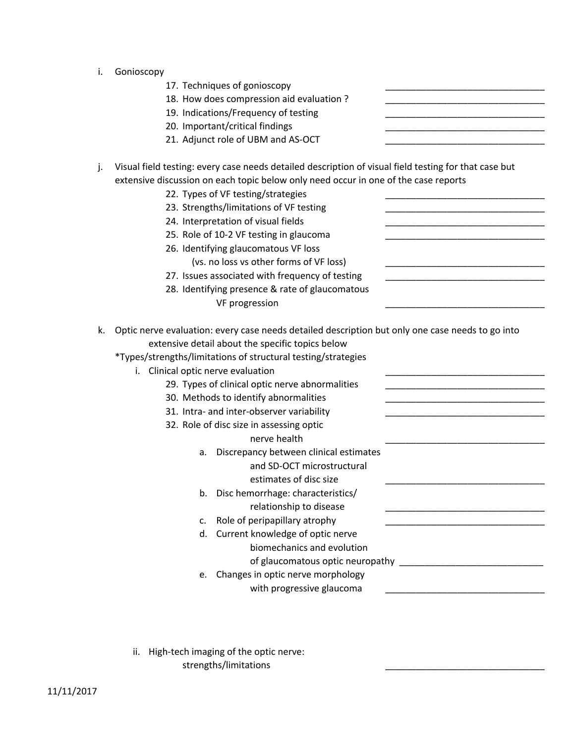i. Gonioscopy

17. Techniques of gonioscopy ________________________________
18. How does compression aid evaluation ? ________________________________
19. Indications/Frequency of testing ________________________________
20. Important/critical findings ________________________________
21. Adjunct role of UBM and AS-OCT ________________________________

j. Visual field testing: every case needs detailed description of visual field testing for that case but extensive discussion on each topic below only need occur in one of the case reports

22. Types of VF testing/strategies ________________________________
23. Strengths/limitations of VF testing ________________________________
24. Interpretation of visual fields ________________________________
25. Role of 10-2 VF testing in glaucoma ________________________________
26. Identifying glaucomatous VF loss (vs. no loss vs other forms of VF loss) ________________________________
27. Issues associated with frequency of testing ________________________________
28. Identifying presence & rate of glaucomatous VF progression ________________________________

k. Optic nerve evaluation: every case needs detailed description but only one case needs to go into extensive detail about the specific topics below

*Types/strengths/limitations of structural testing/strategies

i. Clinical optic nerve evaluation ________________________________

29. Types of clinical optic nerve abnormalities ________________________________
30. Methods to identify abnormalities ________________________________
31. Intra- and inter-observer variability ________________________________
32. Role of disc size in assessing optic nerve health ________________________________
    a. Discrepancy between clinical estimates and SD-OCT microstructural estimates of disc size ________________________________
    b. Disc hemorrhage: characteristics/ relationship to disease ________________________________
    c. Role of peripapillary atrophy ________________________________
    d. Current knowledge of optic nerve biomechanics and evolution of glaucomatous optic neuropathy ____________________________
    e. Changes in optic nerve morphology with progressive glaucoma ________________________________

ii. High-tech imaging of the optic nerve: strengths/limitations ________________________________

11/11/2017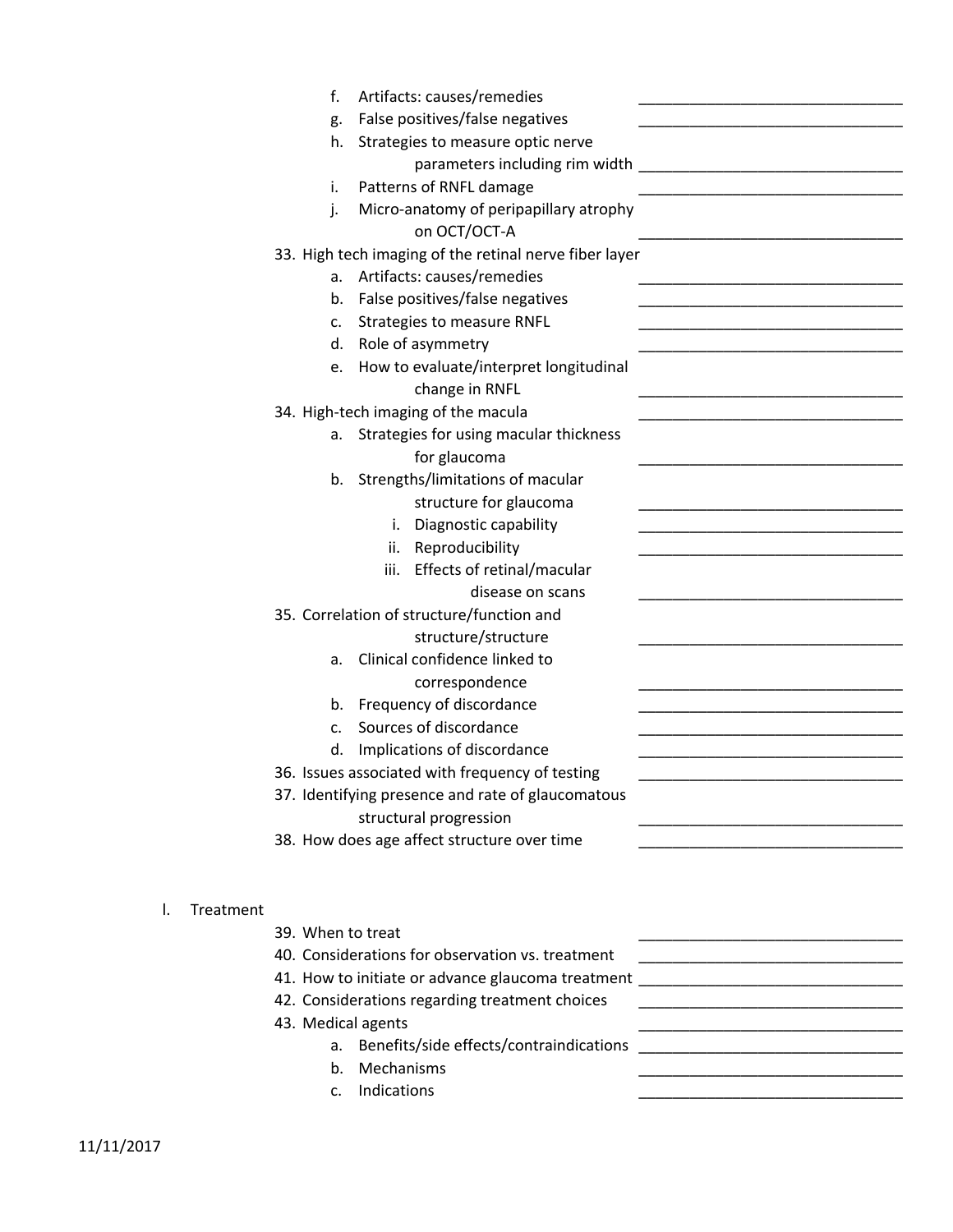f. Artifacts: causes/remedies ______________________________
g. False positives/false negatives ______________________________
h. Strategies to measure optic nerve parameters including rim width ______________________________
i. Patterns of RNFL damage ______________________________
j. Micro-anatomy of peripapillary atrophy on OCT/OCT-A ______________________________

33. High tech imaging of the retinal nerve fiber layer
    a. Artifacts: causes/remedies ______________________________
    b. False positives/false negatives ______________________________
    c. Strategies to measure RNFL ______________________________
    d. Role of asymmetry ______________________________
    e. How to evaluate/interpret longitudinal change in RNFL ______________________________
34. High-tech imaging of the macula ______________________________
    a. Strategies for using macular thickness for glaucoma ______________________________
    b. Strengths/limitations of macular structure for glaucoma ______________________________
       i. Diagnostic capability ______________________________
       ii. Reproducibility ______________________________
       iii. Effects of retinal/macular disease on scans ______________________________
35. Correlation of structure/function and structure/structure ______________________________
    a. Clinical confidence linked to correspondence ______________________________
    b. Frequency of discordance ______________________________
    c. Sources of discordance ______________________________
    d. Implications of discordance ______________________________
36. Issues associated with frequency of testing ______________________________
37. Identifying presence and rate of glaucomatous structural progression ______________________________
38. How does age affect structure over time ______________________________

## I. Treatment

39. When to treat ______________________________
40. Considerations for observation vs. treatment ______________________________
41. How to initiate or advance glaucoma treatment ______________________________
42. Considerations regarding treatment choices ______________________________
43. Medical agents ______________________________
    a. Benefits/side effects/contraindications ______________________________
    b. Mechanisms ______________________________
    c. Indications ______________________________

11/11/2017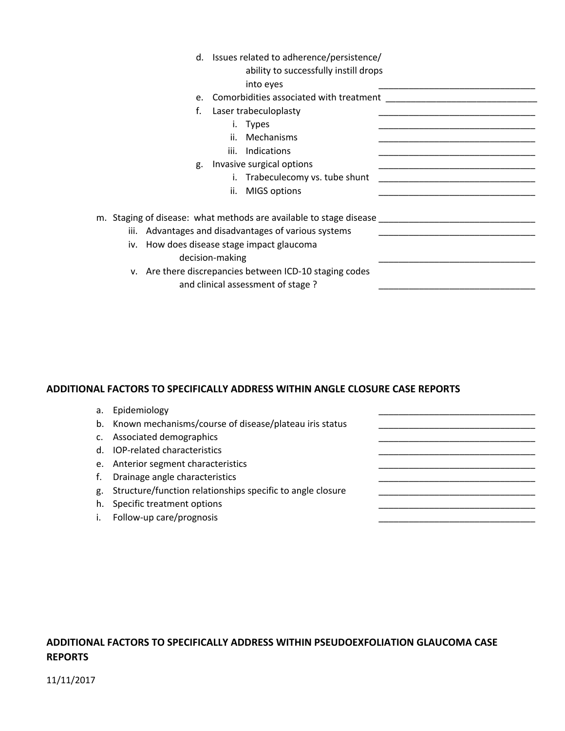d. Issues related to adherence/persistence/ ability to successfully instill drops into eyes _______________________________
e. Comorbidities associated with treatment _______________________________
f. Laser trabeculoplasty _______________________________
    i. Types _______________________________
    ii. Mechanisms _______________________________
    iii. Indications _______________________________
g. Invasive surgical options _______________________________
    i. Trabeculecomy vs. tube shunt _______________________________
    ii. MIGS options _______________________________

m. Staging of disease: what methods are available to stage disease _______________________________
    iii. Advantages and disadvantages of various systems _______________________________
    iv. How does disease stage impact glaucoma decision-making _______________________________
    v. Are there discrepancies between ICD-10 staging codes and clinical assessment of stage ? _______________________________

**ADDITIONAL FACTORS TO SPECIFICALLY ADDRESS WITHIN ANGLE CLOSURE CASE REPORTS**

a. Epidemiology _______________________________
b. Known mechanisms/course of disease/plateau iris status _______________________________
c. Associated demographics _______________________________
d. IOP-related characteristics _______________________________
e. Anterior segment characteristics _______________________________
f. Drainage angle characteristics _______________________________
g. Structure/function relationships specific to angle closure _______________________________
h. Specific treatment options _______________________________
i. Follow-up care/prognosis _______________________________

**ADDITIONAL FACTORS TO SPECIFICALLY ADDRESS WITHIN PSEUDOEXFOLIATION GLAUCOMA CASE REPORTS**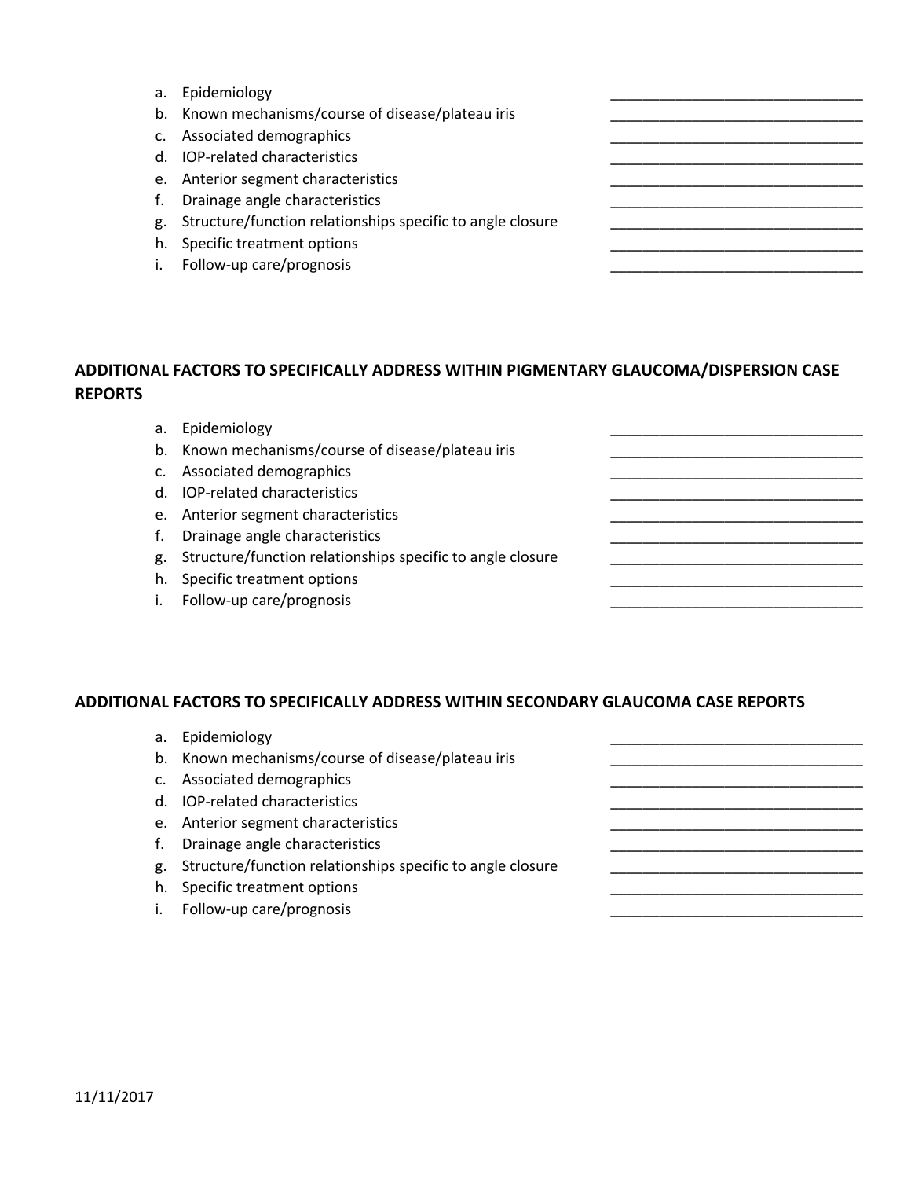a. Epidemiology ________________________________
b. Known mechanisms/course of disease/plateau iris ________________________________
c. Associated demographics ________________________________
d. IOP-related characteristics ________________________________
e. Anterior segment characteristics ________________________________
f. Drainage angle characteristics ________________________________
g. Structure/function relationships specific to angle closure ________________________________
h. Specific treatment options ________________________________
i. Follow-up care/prognosis ________________________________

**ADDITIONAL FACTORS TO SPECIFICALLY ADDRESS WITHIN PIGMENTARY GLAUCOMA/DISPERSION CASE REPORTS**

a. Epidemiology ________________________________
b. Known mechanisms/course of disease/plateau iris ________________________________
c. Associated demographics ________________________________
d. IOP-related characteristics ________________________________
e. Anterior segment characteristics ________________________________
f. Drainage angle characteristics ________________________________
g. Structure/function relationships specific to angle closure ________________________________
h. Specific treatment options ________________________________
i. Follow-up care/prognosis ________________________________

**ADDITIONAL FACTORS TO SPECIFICALLY ADDRESS WITHIN SECONDARY GLAUCOMA CASE REPORTS**

a. Epidemiology ________________________________
b. Known mechanisms/course of disease/plateau iris ________________________________
c. Associated demographics ________________________________
d. IOP-related characteristics ________________________________
e. Anterior segment characteristics ________________________________
f. Drainage angle characteristics ________________________________
g. Structure/function relationships specific to angle closure ________________________________
h. Specific treatment options ________________________________
i. Follow-up care/prognosis ________________________________

11/11/2017